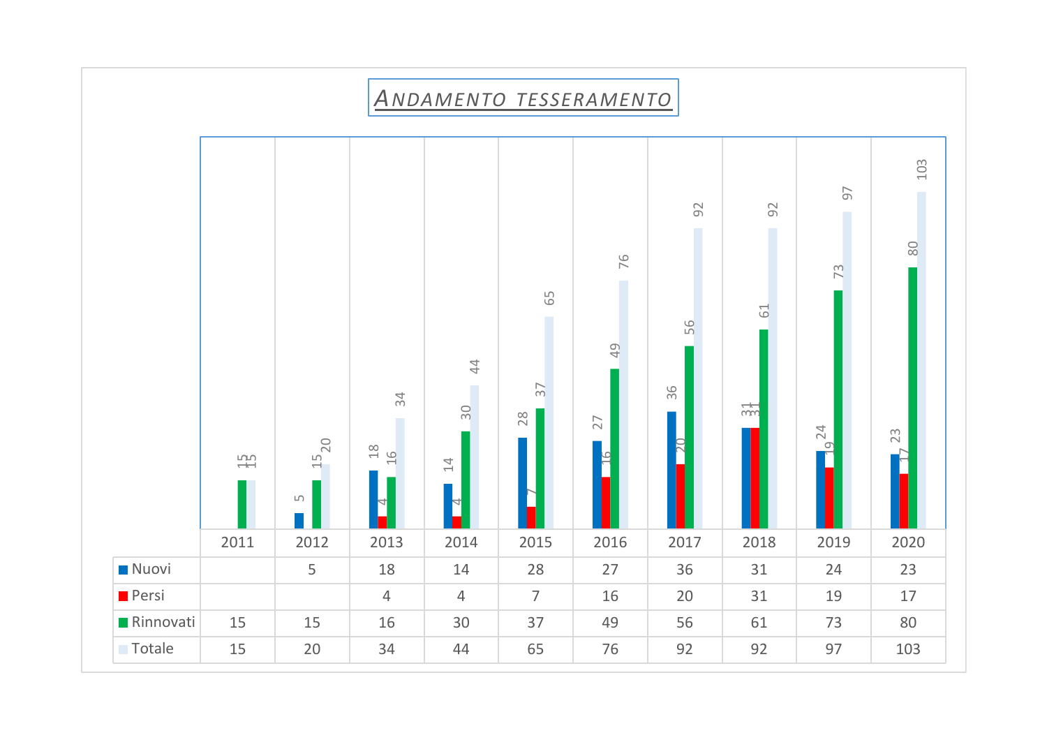# Andamento tesseramento

| | 2011 | 2012 | 2013 | 2014 | 2015 | 2016 | 2017 | 2018 | 2019 | 2020 |
|---|---|---|---|---|---|---|---|---|---|---|
| Nuovi | | 5 | 18 | 14 | 28 | 27 | 36 | 31 | 24 | 23 |
| Persi | | | 4 | 4 | 7 | 16 | 20 | 31 | 19 | 17 |
| Rinnovati | 15 | 15 | 16 | 30 | 37 | 49 | 56 | 61 | 73 | 80 |
| Totale | 15 | 20 | 34 | 44 | 65 | 76 | 92 | 92 | 97 | 103 |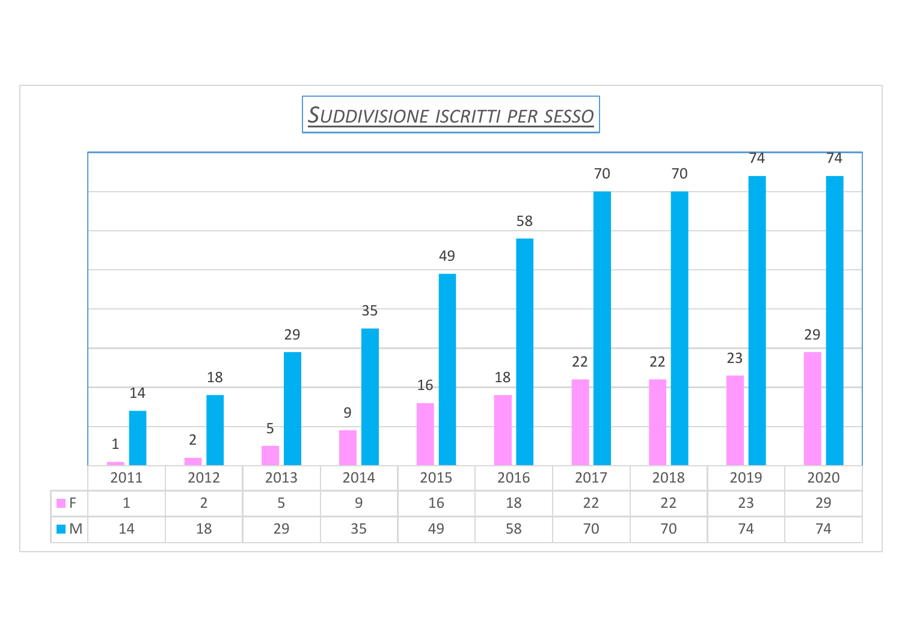## Suddivisione iscritti per sesso

| | 2011 | 2012 | 2013 | 2014 | 2015 | 2016 | 2017 | 2018 | 2019 | 2020 |
|---|---|---|---|---|---|---|---|---|---|---|
| F | 1 | 2 | 5 | 9 | 16 | 18 | 22 | 22 | 23 | 29 |
| M | 14 | 18 | 29 | 35 | 49 | 58 | 70 | 70 | 74 | 74 |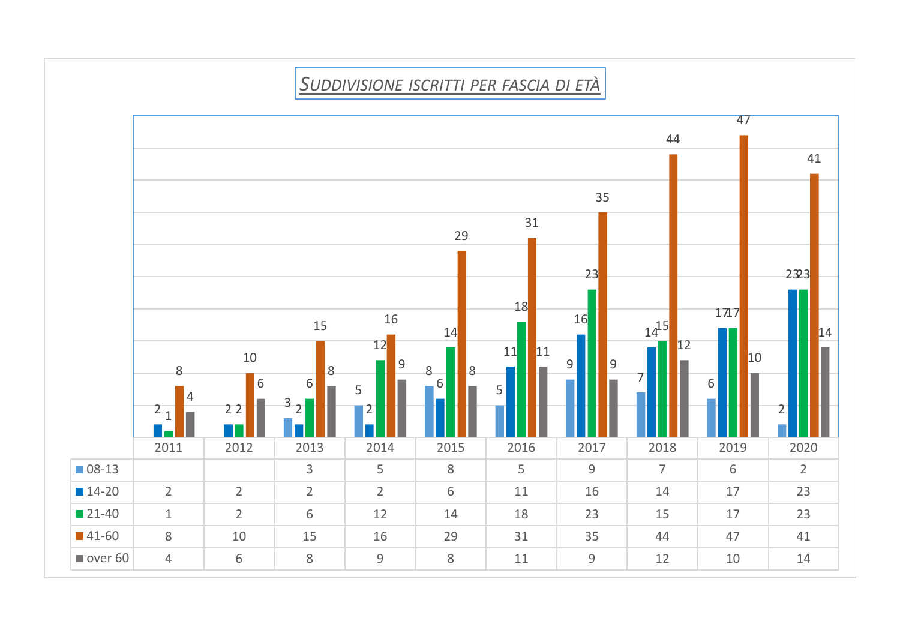# Suddivisione iscritti per fascia di età

| | 2011 | 2012 | 2013 | 2014 | 2015 | 2016 | 2017 | 2018 | 2019 | 2020 |
|---|---|---|---|---|---|---|---|---|---|---|
| 08-13 | | | 3 | 5 | 8 | 5 | 9 | 7 | 6 | 2 |
| 14-20 | 2 | 2 | 2 | 2 | 6 | 11 | 16 | 14 | 17 | 23 |
| 21-40 | 1 | 2 | 6 | 12 | 14 | 18 | 23 | 15 | 17 | 23 |
| 41-60 | 8 | 10 | 15 | 16 | 29 | 31 | 35 | 44 | 47 | 41 |
| over 60 | 4 | 6 | 8 | 9 | 8 | 11 | 9 | 12 | 10 | 14 |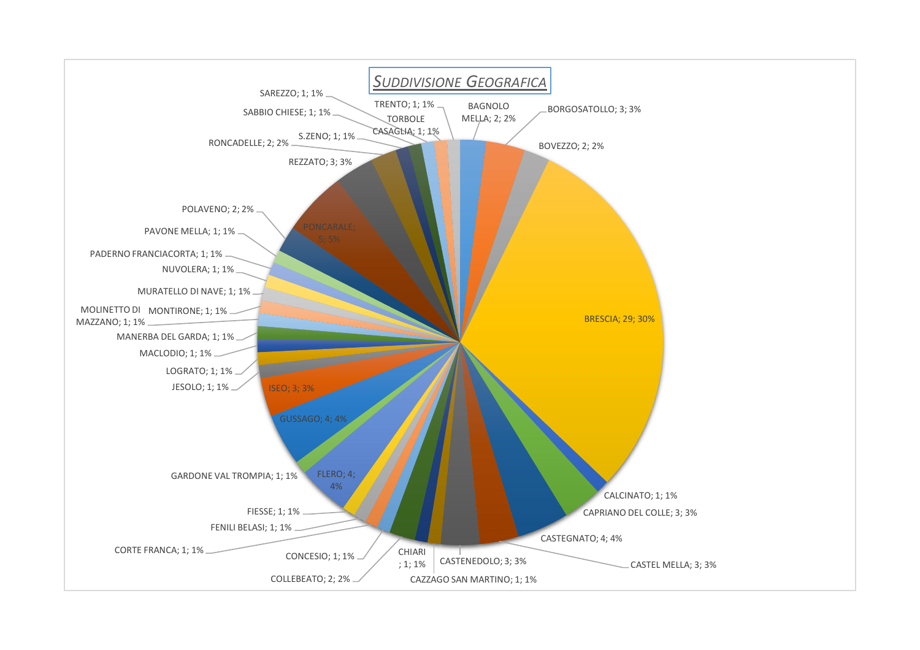## *Suddivisione Geografica*

SAREZZO; 1; 1%
TRENTO; 1; 1%
BAGNOLO MELLA; 2; 2%
BORGOSATOLLO; 3; 3%
SABBIO CHIESE; 1; 1%
TORBOLE CASAGLIA; 1; 1%
S.ZENO; 1; 1%
RONCADELLE; 2; 2%
BOVEZZO; 2; 2%
REZZATO; 3; 3%
POLAVENO; 2; 2%
PONCARALE; 5; 5%
PAVONE MELLA; 1; 1%
PADERNO FRANCIACORTA; 1; 1%
NUVOLERA; 1; 1%
MURATELLO DI NAVE; 1; 1%
MOLINETTO DI MAZZANO; 1; 1%
MONTIRONE; 1; 1%
BRESCIA; 29; 30%
MANERBA DEL GARDA; 1; 1%
MACLODIO; 1; 1%
LOGRATO; 1; 1%
JESOLO; 1; 1%
ISEO; 3; 3%
GUSSAGO; 4; 4%
GARDONE VAL TROMPIA; 1; 1%
FLERO; 4; 4%
CALCINATO; 1; 1%
CAPRIANO DEL COLLE; 3; 3%
FIESSE; 1; 1%
FENILI BELASI; 1; 1%
CASTEGNATO; 4; 4%
CORTE FRANCA; 1; 1%
CHIARI ; 1; 1%
CASTENEDOLO; 3; 3%
CASTEL MELLA; 3; 3%
CONCESIO; 1; 1%
COLLEBEATO; 2; 2%
CAZZAGO SAN MARTINO; 1; 1%